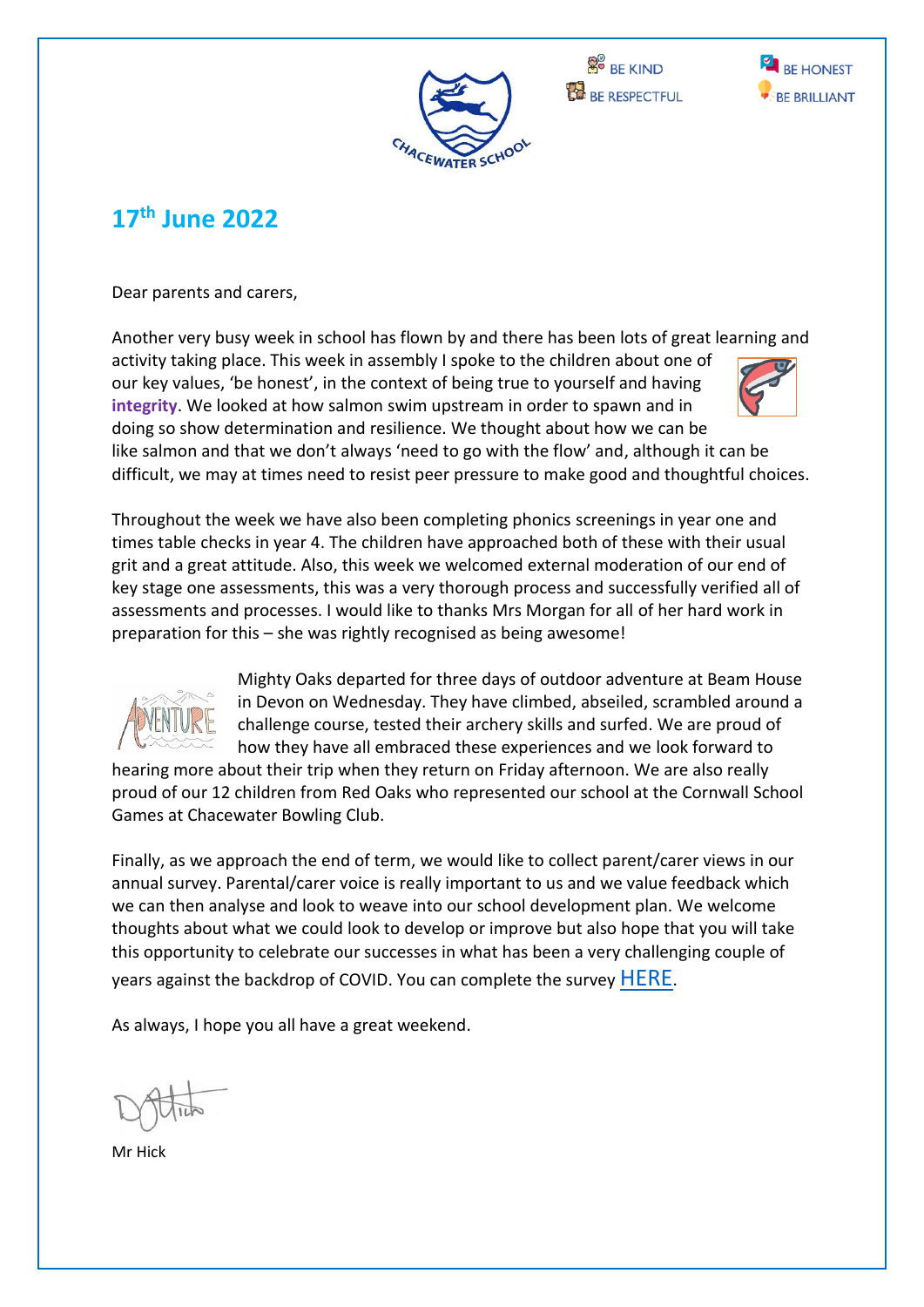BE KIND
BE RESPECTFUL
BE HONEST
BE BRILLIANT

## 17th June 2022

Dear parents and carers,

Another very busy week in school has flown by and there has been lots of great learning and activity taking place. This week in assembly I spoke to the children about one of our key values, 'be honest', in the context of being true to yourself and having **integrity**. We looked at how salmon swim upstream in order to spawn and in doing so show determination and resilience. We thought about how we can be like salmon and that we don't always 'need to go with the flow' and, although it can be difficult, we may at times need to resist peer pressure to make good and thoughtful choices.

Throughout the week we have also been completing phonics screenings in year one and times table checks in year 4. The children have approached both of these with their usual grit and a great attitude. Also, this week we welcomed external moderation of our end of key stage one assessments, this was a very thorough process and successfully verified all of assessments and processes. I would like to thanks Mrs Morgan for all of her hard work in preparation for this – she was rightly recognised as being awesome!

Mighty Oaks departed for three days of outdoor adventure at Beam House in Devon on Wednesday. They have climbed, abseiled, scrambled around a challenge course, tested their archery skills and surfed. We are proud of how they have all embraced these experiences and we look forward to hearing more about their trip when they return on Friday afternoon. We are also really proud of our 12 children from Red Oaks who represented our school at the Cornwall School Games at Chacewater Bowling Club.

Finally, as we approach the end of term, we would like to collect parent/carer views in our annual survey. Parental/carer voice is really important to us and we value feedback which we can then analyse and look to weave into our school development plan. We welcome thoughts about what we could look to develop or improve but also hope that you will take this opportunity to celebrate our successes in what has been a very challenging couple of years against the backdrop of COVID. You can complete the survey HERE.

As always, I hope you all have a great weekend.

Mr Hick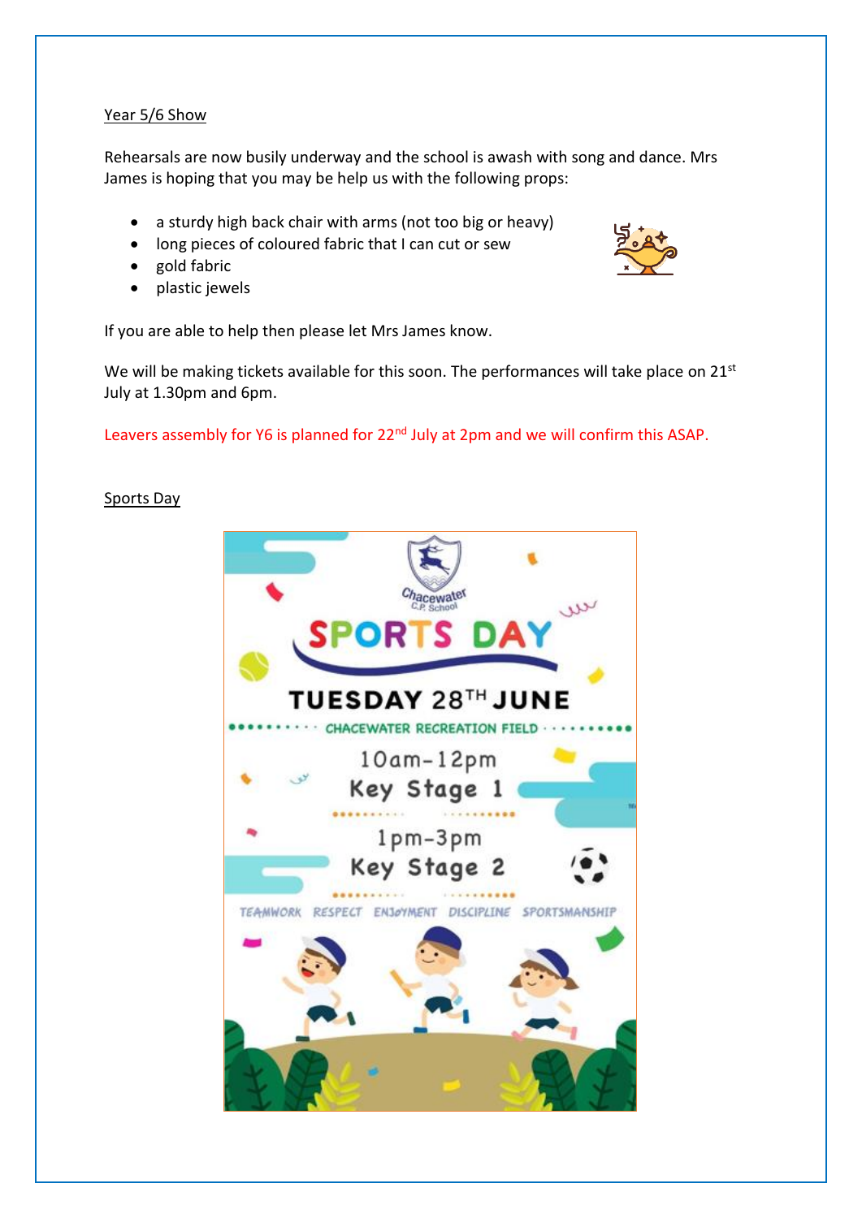Year 5/6 Show

Rehearsals are now busily underway and the school is awash with song and dance. Mrs James is hoping that you may be help us with the following props:

- a sturdy high back chair with arms (not too big or heavy)
- long pieces of coloured fabric that I can cut or sew
- gold fabric
- plastic jewels

If you are able to help then please let Mrs James know.

We will be making tickets available for this soon. The performances will take place on 21st July at 1.30pm and 6pm.

Leavers assembly for Y6 is planned for 22nd July at 2pm and we will confirm this ASAP.

Sports Day

Chacewater C.P. School

SPORTS DAY

TUESDAY 28TH JUNE

CHACEWATER RECREATION FIELD

10am-12pm
Key Stage 1

1pm-3pm
Key Stage 2

TEAMWORK RESPECT ENJOYMENT DISCIPLINE SPORTSMANSHIP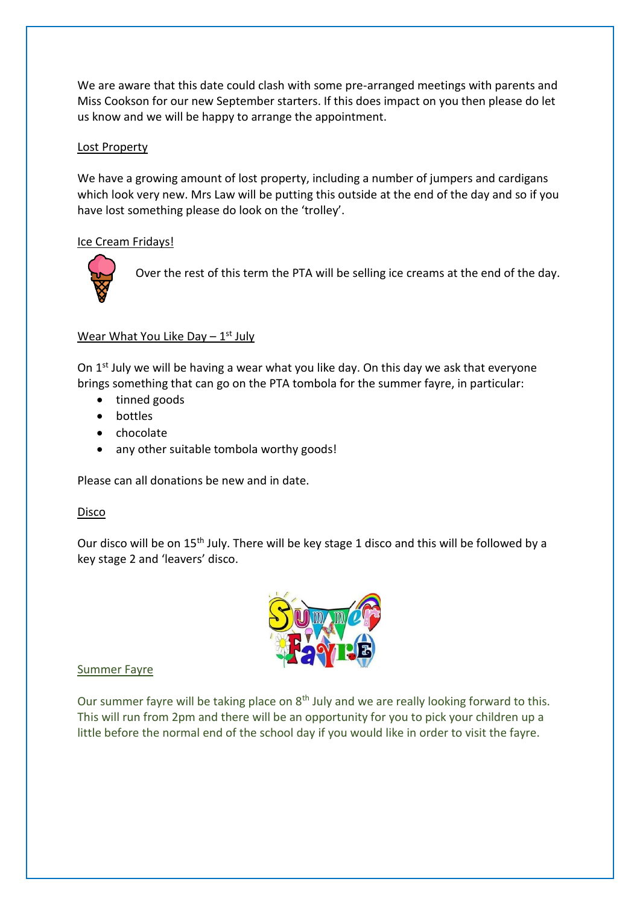We are aware that this date could clash with some pre-arranged meetings with parents and Miss Cookson for our new September starters. If this does impact on you then please do let us know and we will be happy to arrange the appointment.

## Lost Property

We have a growing amount of lost property, including a number of jumpers and cardigans which look very new. Mrs Law will be putting this outside at the end of the day and so if you have lost something please do look on the 'trolley'.

## Ice Cream Fridays!

Over the rest of this term the PTA will be selling ice creams at the end of the day.

## Wear What You Like Day – 1st July

On 1st July we will be having a wear what you like day. On this day we ask that everyone brings something that can go on the PTA tombola for the summer fayre, in particular:

- tinned goods
- bottles
- chocolate
- any other suitable tombola worthy goods!

Please can all donations be new and in date.

## Disco

Our disco will be on 15th July. There will be key stage 1 disco and this will be followed by a key stage 2 and 'leavers' disco.

## Summer Fayre

Our summer fayre will be taking place on 8th July and we are really looking forward to this. This will run from 2pm and there will be an opportunity for you to pick your children up a little before the normal end of the school day if you would like in order to visit the fayre.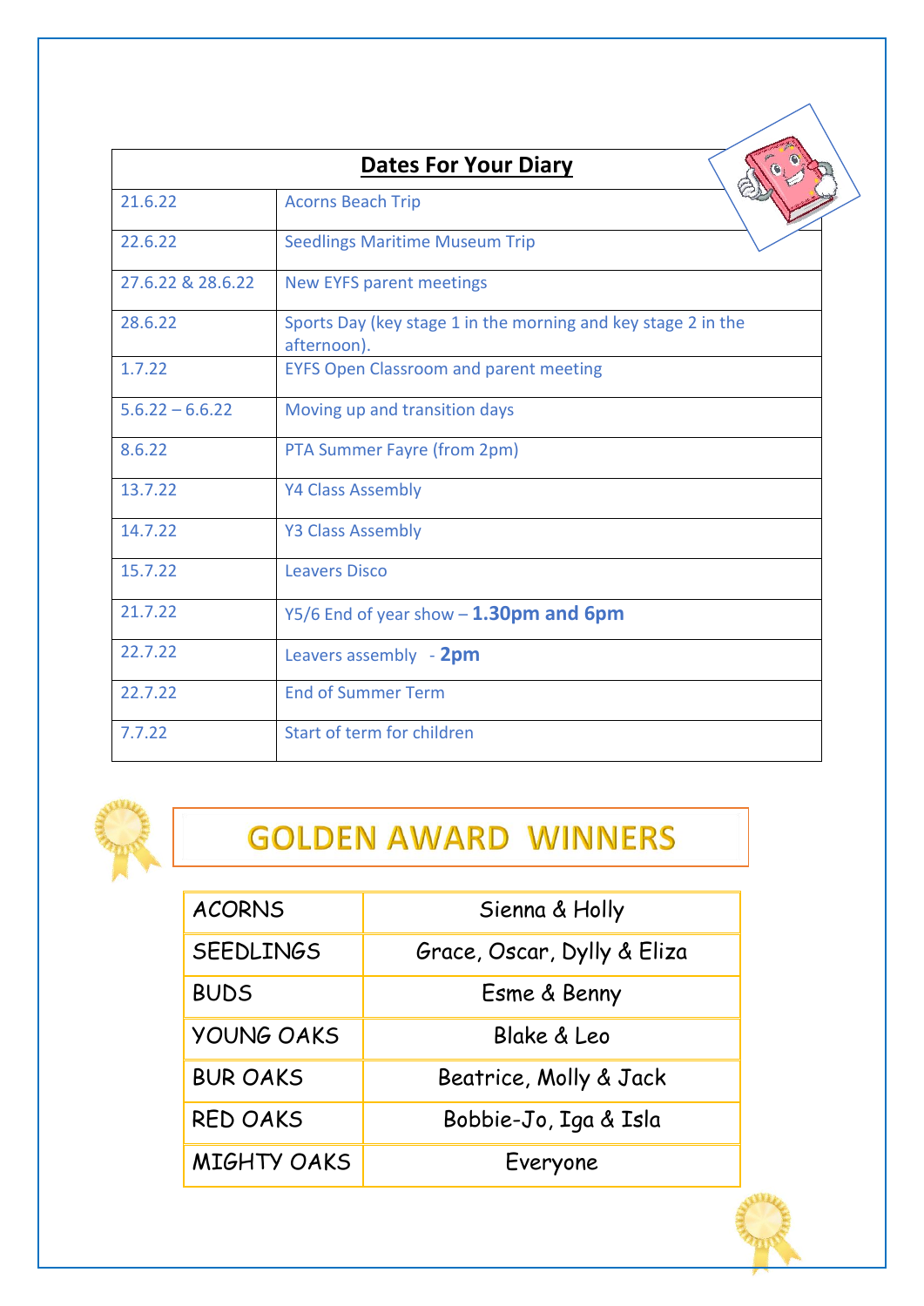| Dates For Your Diary | |
|---|---|
| 21.6.22 | Acorns Beach Trip |
| 22.6.22 | Seedlings Maritime Museum Trip |
| 27.6.22 & 28.6.22 | New EYFS parent meetings |
| 28.6.22 | Sports Day (key stage 1 in the morning and key stage 2 in the afternoon). |
| 1.7.22 | EYFS Open Classroom and parent meeting |
| 5.6.22 – 6.6.22 | Moving up and transition days |
| 8.6.22 | PTA Summer Fayre (from 2pm) |
| 13.7.22 | Y4 Class Assembly |
| 14.7.22 | Y3 Class Assembly |
| 15.7.22 | Leavers Disco |
| 21.7.22 | Y5/6 End of year show – **1.30pm and 6pm** |
| 22.7.22 | Leavers assembly - **2pm** |
| 22.7.22 | End of Summer Term |
| 7.7.22 | Start of term for children |

# GOLDEN AWARD WINNERS

| | |
|---|---|
| ACORNS | Sienna & Holly |
| SEEDLINGS | Grace, Oscar, Dylly & Eliza |
| BUDS | Esme & Benny |
| YOUNG OAKS | Blake & Leo |
| BUR OAKS | Beatrice, Molly & Jack |
| RED OAKS | Bobbie-Jo, Iga & Isla |
| MIGHTY OAKS | Everyone |